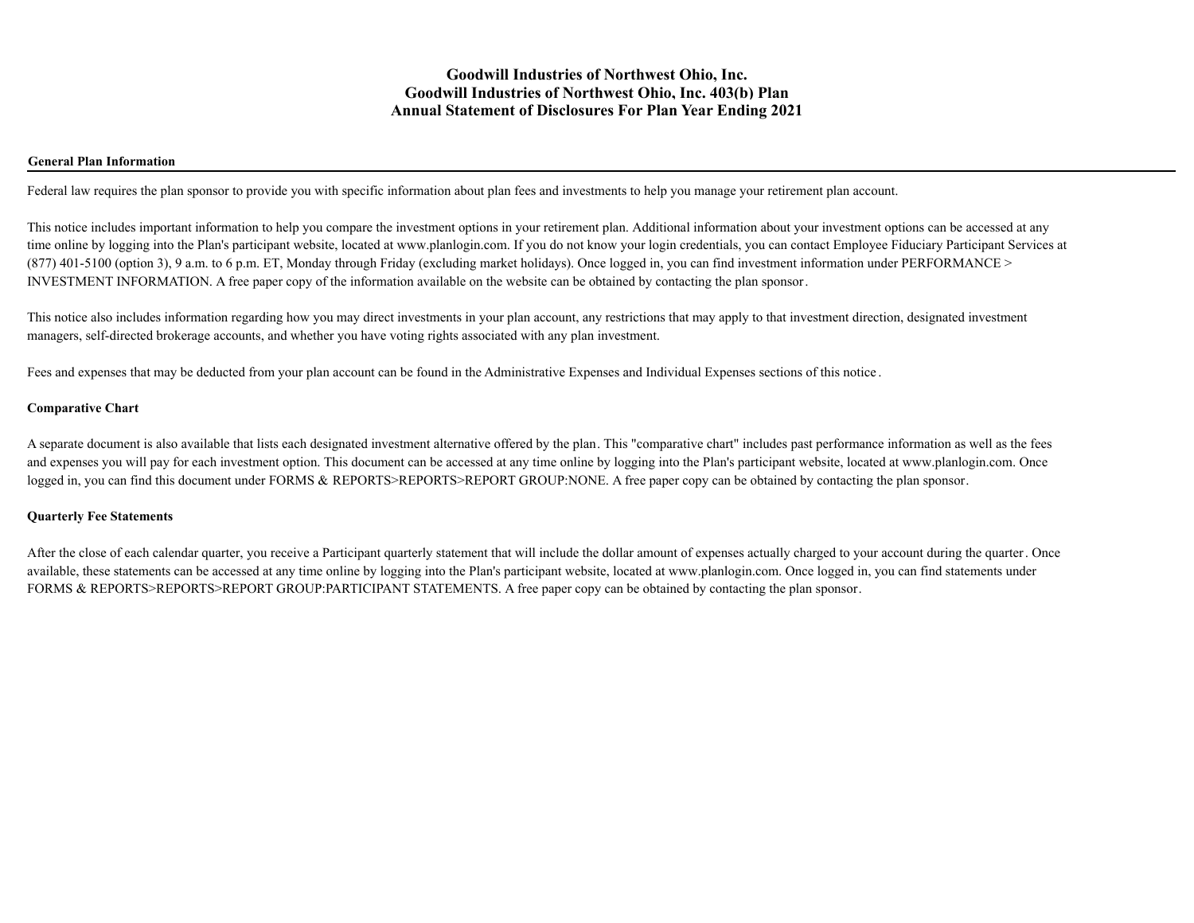# Goodwill Industries of Northwest Ohio, Inc.
# Goodwill Industries of Northwest Ohio, Inc. 403(b) Plan
# Annual Statement of Disclosures For Plan Year Ending 2021

## General Plan Information

Federal law requires the plan sponsor to provide you with specific information about plan fees and investments to help you manage your retirement plan account.

This notice includes important information to help you compare the investment options in your retirement plan. Additional information about your investment options can be accessed at any time online by logging into the Plan's participant website, located at www.planlogin.com. If you do not know your login credentials, you can contact Employee Fiduciary Participant Services at (877) 401-5100 (option 3), 9 a.m. to 6 p.m. ET, Monday through Friday (excluding market holidays). Once logged in, you can find investment information under PERFORMANCE > INVESTMENT INFORMATION. A free paper copy of the information available on the website can be obtained by contacting the plan sponsor.

This notice also includes information regarding how you may direct investments in your plan account, any restrictions that may apply to that investment direction, designated investment managers, self-directed brokerage accounts, and whether you have voting rights associated with any plan investment.

Fees and expenses that may be deducted from your plan account can be found in the Administrative Expenses and Individual Expenses sections of this notice.

### Comparative Chart

A separate document is also available that lists each designated investment alternative offered by the plan. This "comparative chart" includes past performance information as well as the fees and expenses you will pay for each investment option. This document can be accessed at any time online by logging into the Plan's participant website, located at www.planlogin.com. Once logged in, you can find this document under FORMS & REPORTS>REPORTS>REPORT GROUP:NONE. A free paper copy can be obtained by contacting the plan sponsor.

### Quarterly Fee Statements

After the close of each calendar quarter, you receive a Participant quarterly statement that will include the dollar amount of expenses actually charged to your account during the quarter. Once available, these statements can be accessed at any time online by logging into the Plan's participant website, located at www.planlogin.com. Once logged in, you can find statements under FORMS & REPORTS>REPORTS>REPORT GROUP:PARTICIPANT STATEMENTS. A free paper copy can be obtained by contacting the plan sponsor.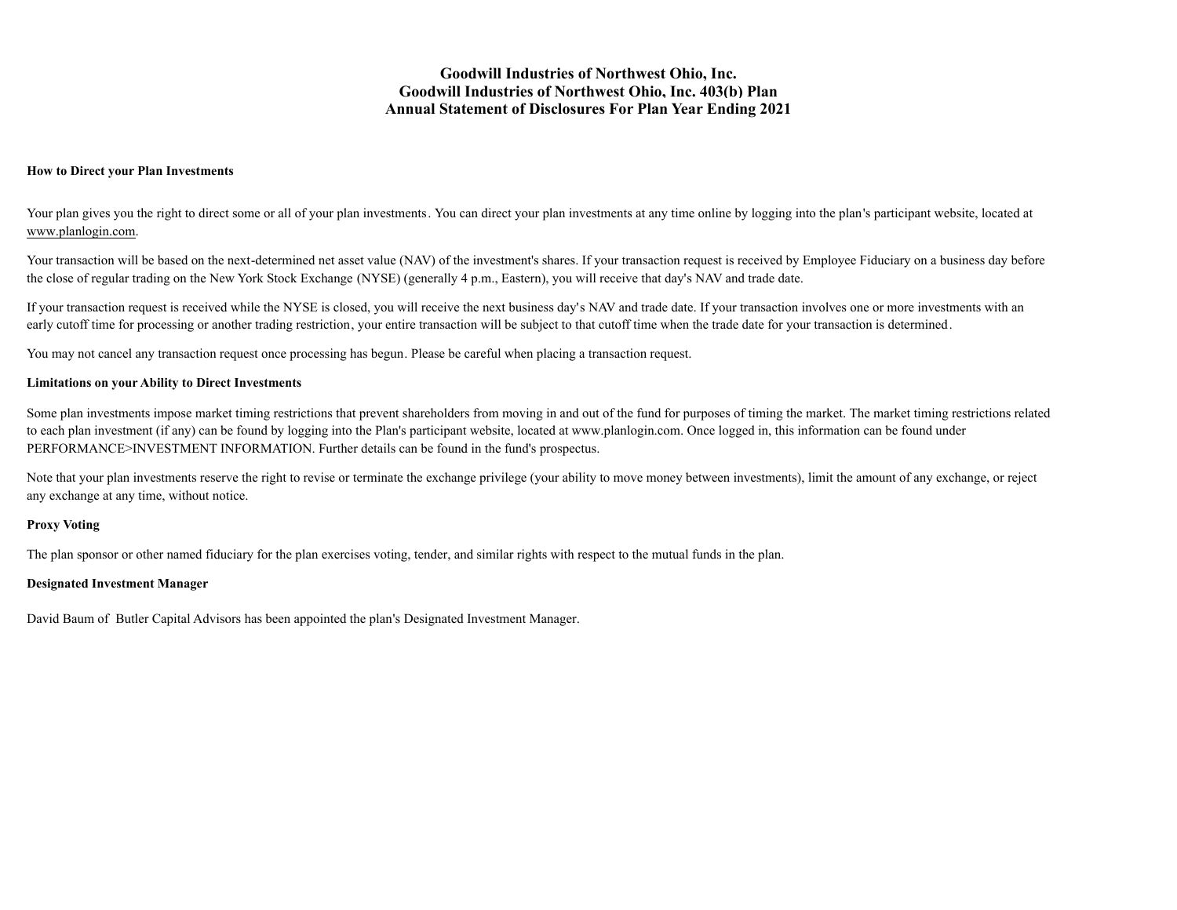# Goodwill Industries of Northwest Ohio, Inc.
# Goodwill Industries of Northwest Ohio, Inc. 403(b) Plan
# Annual Statement of Disclosures For Plan Year Ending 2021

**How to Direct your Plan Investments**

Your plan gives you the right to direct some or all of your plan investments. You can direct your plan investments at any time online by logging into the plan's participant website, located at www.planlogin.com.

Your transaction will be based on the next-determined net asset value (NAV) of the investment's shares. If your transaction request is received by Employee Fiduciary on a business day before the close of regular trading on the New York Stock Exchange (NYSE) (generally 4 p.m., Eastern), you will receive that day's NAV and trade date.

If your transaction request is received while the NYSE is closed, you will receive the next business day's NAV and trade date. If your transaction involves one or more investments with an early cutoff time for processing or another trading restriction, your entire transaction will be subject to that cutoff time when the trade date for your transaction is determined.

You may not cancel any transaction request once processing has begun. Please be careful when placing a transaction request.

**Limitations on your Ability to Direct Investments**

Some plan investments impose market timing restrictions that prevent shareholders from moving in and out of the fund for purposes of timing the market. The market timing restrictions related to each plan investment (if any) can be found by logging into the Plan's participant website, located at www.planlogin.com. Once logged in, this information can be found under PERFORMANCE>INVESTMENT INFORMATION. Further details can be found in the fund's prospectus.

Note that your plan investments reserve the right to revise or terminate the exchange privilege (your ability to move money between investments), limit the amount of any exchange, or reject any exchange at any time, without notice.

**Proxy Voting**

The plan sponsor or other named fiduciary for the plan exercises voting, tender, and similar rights with respect to the mutual funds in the plan.

**Designated Investment Manager**

David Baum of Butler Capital Advisors has been appointed the plan's Designated Investment Manager.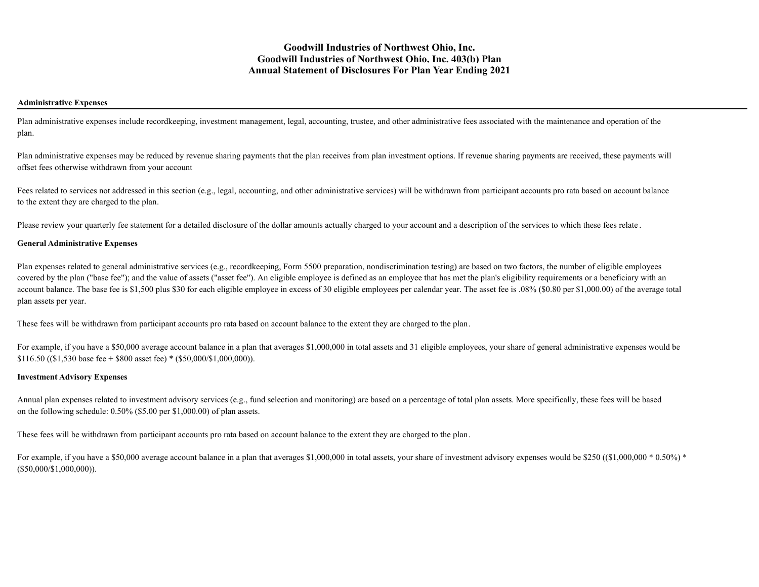**Goodwill Industries of Northwest Ohio, Inc.**
**Goodwill Industries of Northwest Ohio, Inc. 403(b) Plan**
**Annual Statement of Disclosures For Plan Year Ending 2021**

## Administrative Expenses

Plan administrative expenses include recordkeeping, investment management, legal, accounting, trustee, and other administrative fees associated with the maintenance and operation of the plan.

Plan administrative expenses may be reduced by revenue sharing payments that the plan receives from plan investment options. If revenue sharing payments are received, these payments will offset fees otherwise withdrawn from your account

Fees related to services not addressed in this section (e.g., legal, accounting, and other administrative services) will be withdrawn from participant accounts pro rata based on account balance to the extent they are charged to the plan.

Please review your quarterly fee statement for a detailed disclosure of the dollar amounts actually charged to your account and a description of the services to which these fees relate.

### General Administrative Expenses

Plan expenses related to general administrative services (e.g., recordkeeping, Form 5500 preparation, nondiscrimination testing) are based on two factors, the number of eligible employees covered by the plan ("base fee"); and the value of assets ("asset fee"). An eligible employee is defined as an employee that has met the plan's eligibility requirements or a beneficiary with an account balance. The base fee is $1,500 plus $30 for each eligible employee in excess of 30 eligible employees per calendar year. The asset fee is .08% ($0.80 per $1,000.00) of the average total plan assets per year.

These fees will be withdrawn from participant accounts pro rata based on account balance to the extent they are charged to the plan.

For example, if you have a $50,000 average account balance in a plan that averages $1,000,000 in total assets and 31 eligible employees, your share of general administrative expenses would be $116.50 (($1,530 base fee + $800 asset fee) * ($50,000/$1,000,000)).

### Investment Advisory Expenses

Annual plan expenses related to investment advisory services (e.g., fund selection and monitoring) are based on a percentage of total plan assets. More specifically, these fees will be based on the following schedule: 0.50% ($5.00 per $1,000.00) of plan assets.

These fees will be withdrawn from participant accounts pro rata based on account balance to the extent they are charged to the plan.

For example, if you have a $50,000 average account balance in a plan that averages $1,000,000 in total assets, your share of investment advisory expenses would be $250 (($1,000,000 * 0.50%) * ($50,000/$1,000,000)).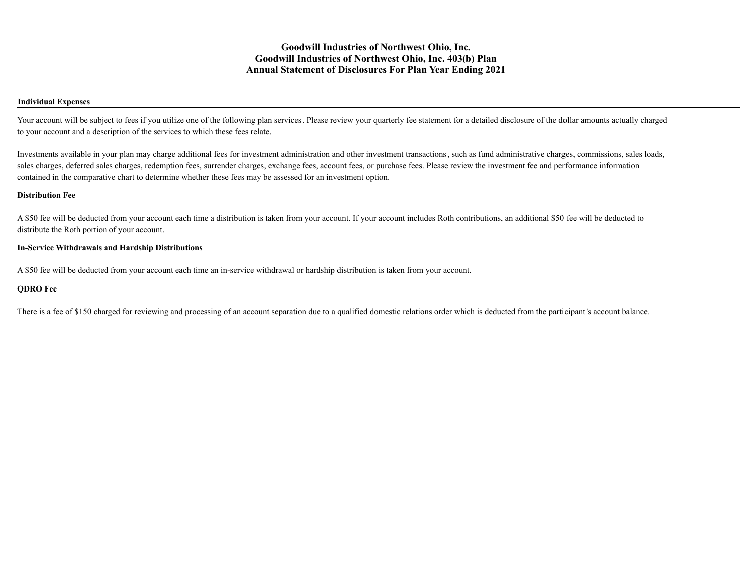# Goodwill Industries of Northwest Ohio, Inc.
# Goodwill Industries of Northwest Ohio, Inc. 403(b) Plan
# Annual Statement of Disclosures For Plan Year Ending 2021

## Individual Expenses

Your account will be subject to fees if you utilize one of the following plan services. Please review your quarterly fee statement for a detailed disclosure of the dollar amounts actually charged to your account and a description of the services to which these fees relate.

Investments available in your plan may charge additional fees for investment administration and other investment transactions, such as fund administrative charges, commissions, sales loads, sales charges, deferred sales charges, redemption fees, surrender charges, exchange fees, account fees, or purchase fees. Please review the investment fee and performance information contained in the comparative chart to determine whether these fees may be assessed for an investment option.

### Distribution Fee

A $50 fee will be deducted from your account each time a distribution is taken from your account. If your account includes Roth contributions, an additional $50 fee will be deducted to distribute the Roth portion of your account.

### In-Service Withdrawals and Hardship Distributions

A $50 fee will be deducted from your account each time an in-service withdrawal or hardship distribution is taken from your account.

### QDRO Fee

There is a fee of $150 charged for reviewing and processing of an account separation due to a qualified domestic relations order which is deducted from the participant's account balance.